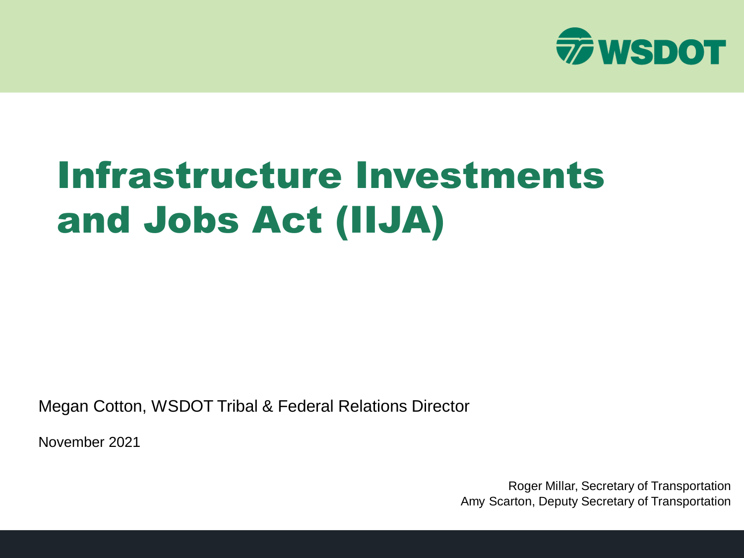WSDOT

# Infrastructure Investments and Jobs Act (IIJA)

Megan Cotton, WSDOT Tribal & Federal Relations Director

November 2021

Roger Millar, Secretary of Transportation
Amy Scarton, Deputy Secretary of Transportation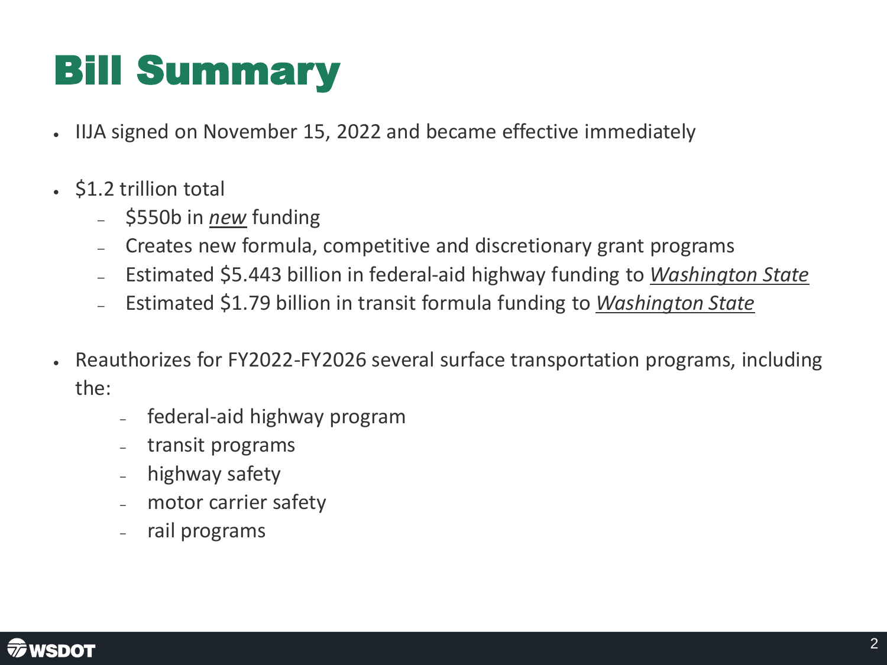# Bill Summary

- IIJA signed on November 15, 2022 and became effective immediately
- $1.2 trillion total
  - $550b in ***new*** funding
  - Creates new formula, competitive and discretionary grant programs
  - Estimated $5.443 billion in federal-aid highway funding to *Washington State*
  - Estimated $1.79 billion in transit formula funding to *Washington State*
- Reauthorizes for FY2022-FY2026 several surface transportation programs, including the:
  - federal-aid highway program
  - transit programs
  - highway safety
  - motor carrier safety
  - rail programs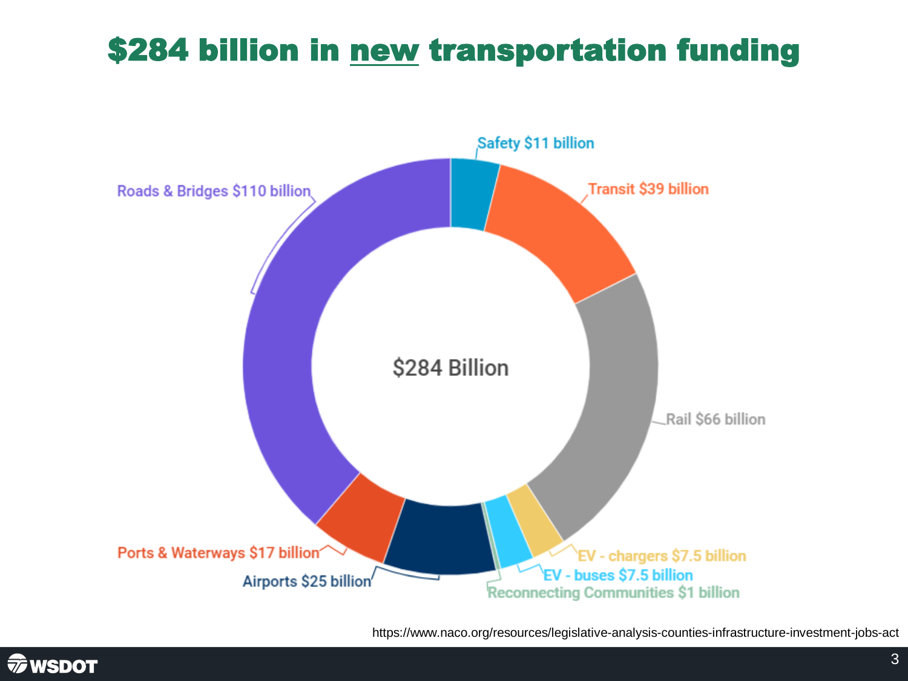# $284 billion in new transportation funding

$284 Billion

- Roads & Bridges $110 billion
- Safety $11 billion
- Transit $39 billion
- Rail $66 billion
- EV - chargers $7.5 billion
- EV - buses $7.5 billion
- Reconnecting Communities $1 billion
- Airports $25 billion
- Ports & Waterways $17 billion

https://www.naco.org/resources/legislative-analysis-counties-infrastructure-investment-jobs-act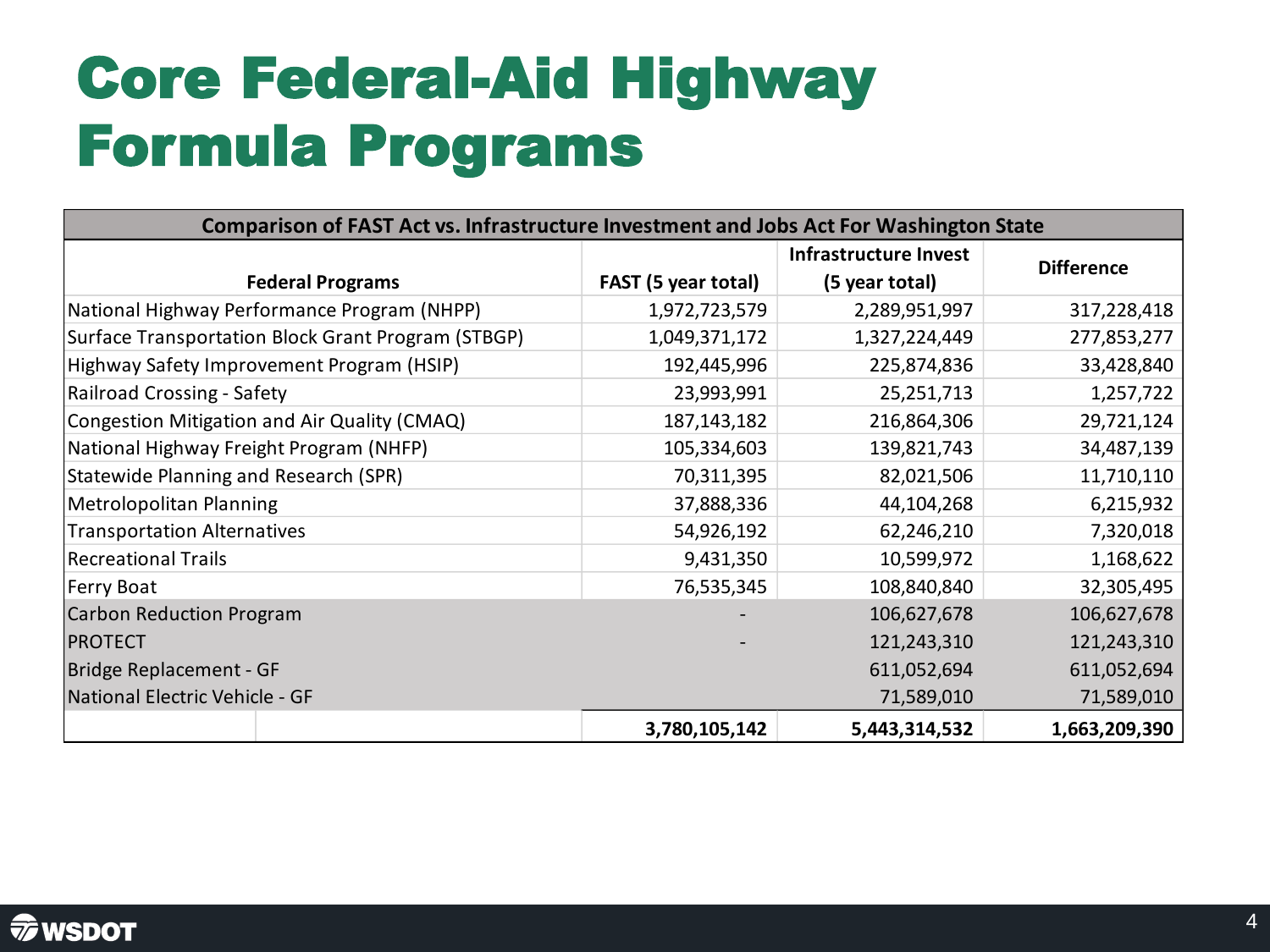# Core Federal-Aid Highway Formula Programs

| Comparison of FAST Act vs. Infrastructure Investment and Jobs Act For Washington State | | | |
|---|---|---|---|
| Federal Programs | FAST (5 year total) | Infrastructure Invest (5 year total) | Difference |
| National Highway Performance Program (NHPP) | 1,972,723,579 | 2,289,951,997 | 317,228,418 |
| Surface Transportation Block Grant Program (STBGP) | 1,049,371,172 | 1,327,224,449 | 277,853,277 |
| Highway Safety Improvement Program (HSIP) | 192,445,996 | 225,874,836 | 33,428,840 |
| Railroad Crossing - Safety | 23,993,991 | 25,251,713 | 1,257,722 |
| Congestion Mitigation and Air Quality (CMAQ) | 187,143,182 | 216,864,306 | 29,721,124 |
| National Highway Freight Program (NHFP) | 105,334,603 | 139,821,743 | 34,487,139 |
| Statewide Planning and Research (SPR) | 70,311,395 | 82,021,506 | 11,710,110 |
| Metropolitan Planning | 37,888,336 | 44,104,268 | 6,215,932 |
| Transportation Alternatives | 54,926,192 | 62,246,210 | 7,320,018 |
| Recreational Trails | 9,431,350 | 10,599,972 | 1,168,622 |
| Ferry Boat | 76,535,345 | 108,840,840 | 32,305,495 |
| Carbon Reduction Program | - | 106,627,678 | 106,627,678 |
| PROTECT | - | 121,243,310 | 121,243,310 |
| Bridge Replacement - GF | | 611,052,694 | 611,052,694 |
| National Electric Vehicle - GF | | 71,589,010 | 71,589,010 |
| | **3,780,105,142** | **5,443,314,532** | **1,663,209,390** |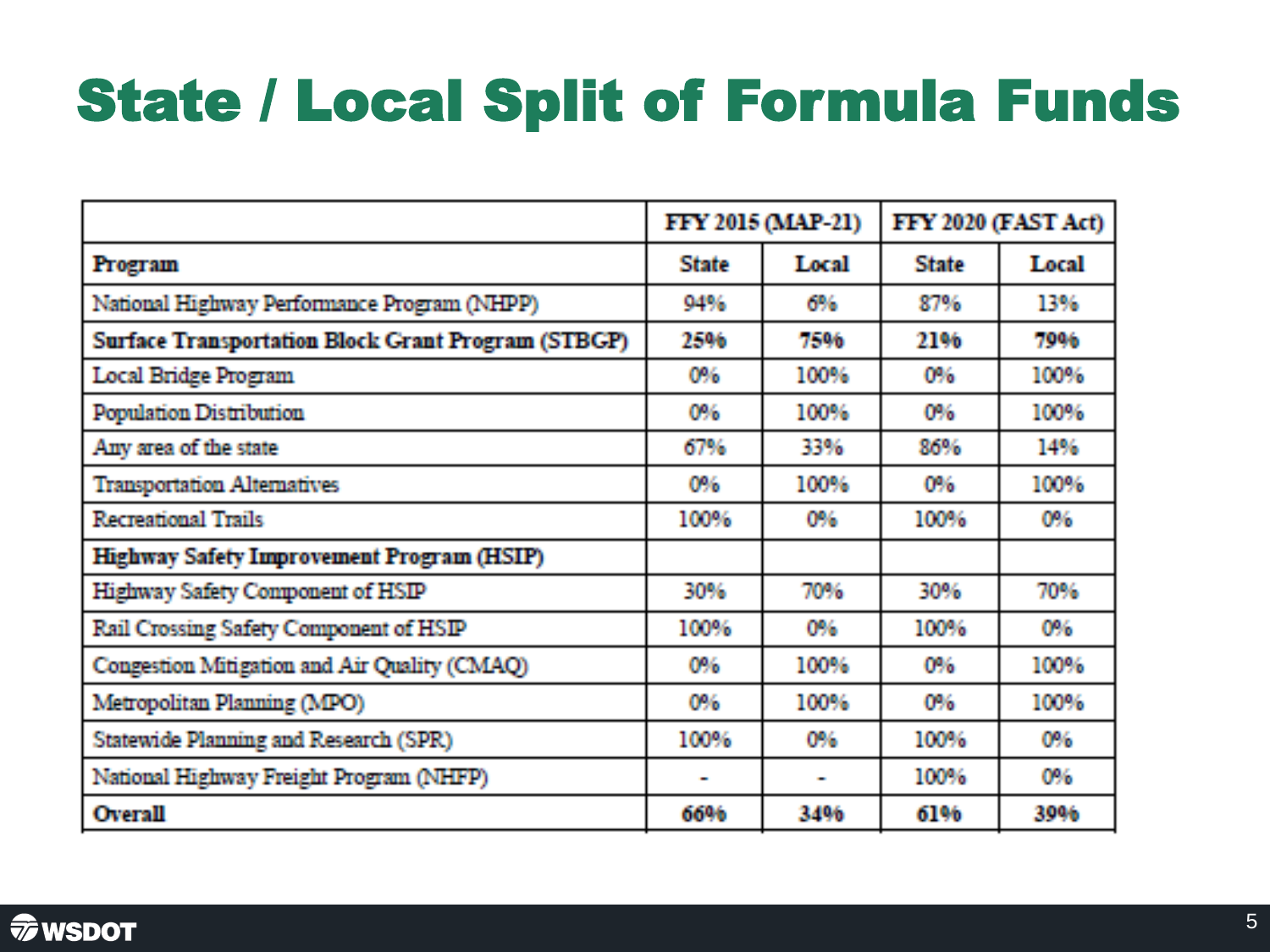# State / Local Split of Formula Funds

| | FFY 2015 (MAP-21) | | FFY 2020 (FAST Act) | |
|---|---|---|---|---|
| **Program** | **State** | **Local** | **State** | **Local** |
| National Highway Performance Program (NHPP) | 94% | 6% | 87% | 13% |
| **Surface Transportation Block Grant Program (STBGP)** | **25%** | **75%** | **21%** | **79%** |
| Local Bridge Program | 0% | 100% | 0% | 100% |
| Population Distribution | 0% | 100% | 0% | 100% |
| Any area of the state | 67% | 33% | 86% | 14% |
| Transportation Alternatives | 0% | 100% | 0% | 100% |
| Recreational Trails | 100% | 0% | 100% | 0% |
| **Highway Safety Improvement Program (HSIP)** | | | | |
| Highway Safety Component of HSIP | 30% | 70% | 30% | 70% |
| Rail Crossing Safety Component of HSIP | 100% | 0% | 100% | 0% |
| Congestion Mitigation and Air Quality (CMAQ) | 0% | 100% | 0% | 100% |
| Metropolitan Planning (MPO) | 0% | 100% | 0% | 100% |
| Statewide Planning and Research (SPR) | 100% | 0% | 100% | 0% |
| National Highway Freight Program (NHFP) | - | - | 100% | 0% |
| **Overall** | **66%** | **34%** | **61%** | **39%** |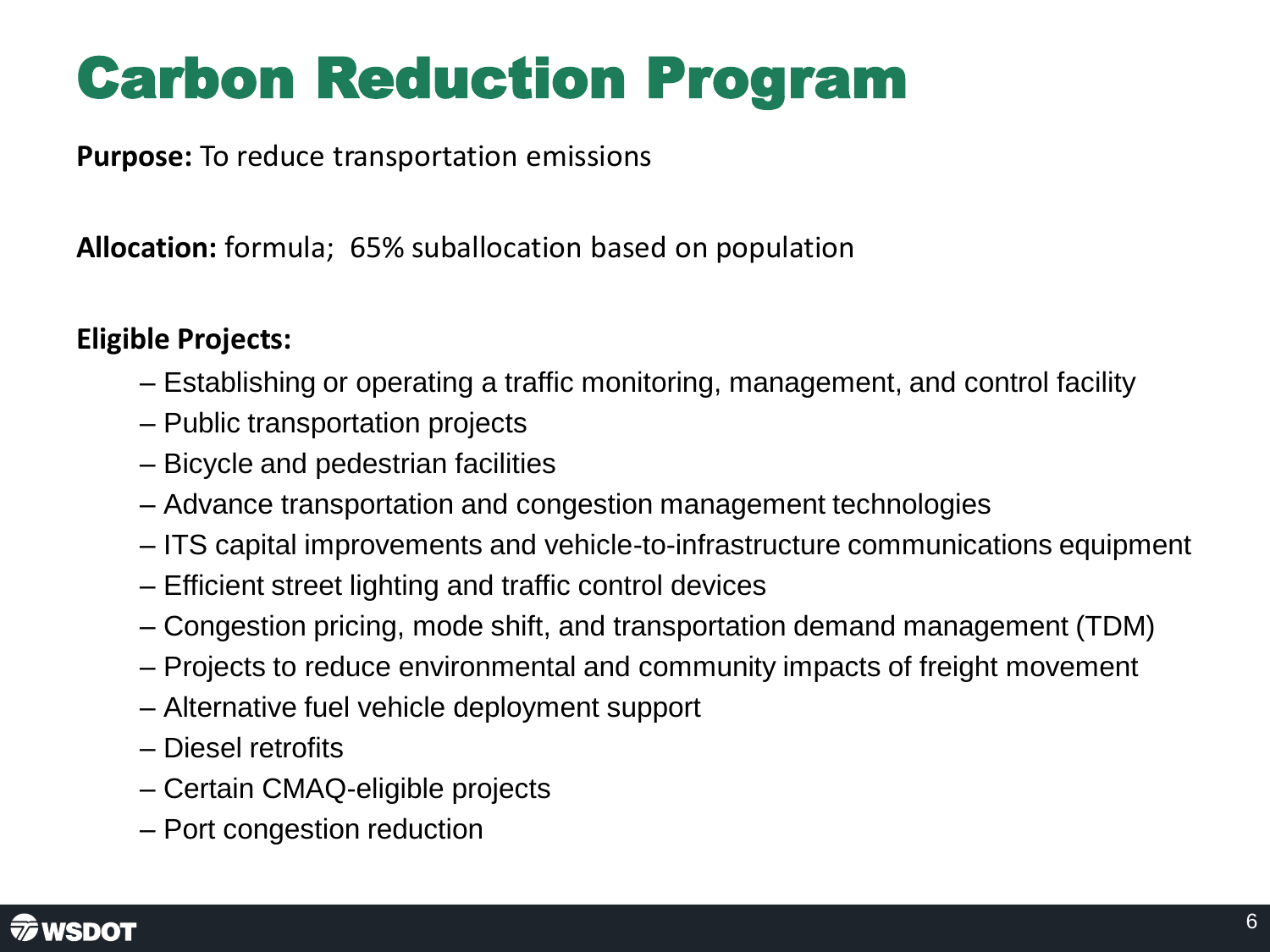# Carbon Reduction Program

**Purpose:** To reduce transportation emissions

**Allocation:** formula; 65% suballocation based on population

**Eligible Projects:**

- Establishing or operating a traffic monitoring, management, and control facility
- Public transportation projects
- Bicycle and pedestrian facilities
- Advance transportation and congestion management technologies
- ITS capital improvements and vehicle-to-infrastructure communications equipment
- Efficient street lighting and traffic control devices
- Congestion pricing, mode shift, and transportation demand management (TDM)
- Projects to reduce environmental and community impacts of freight movement
- Alternative fuel vehicle deployment support
- Diesel retrofits
- Certain CMAQ-eligible projects
- Port congestion reduction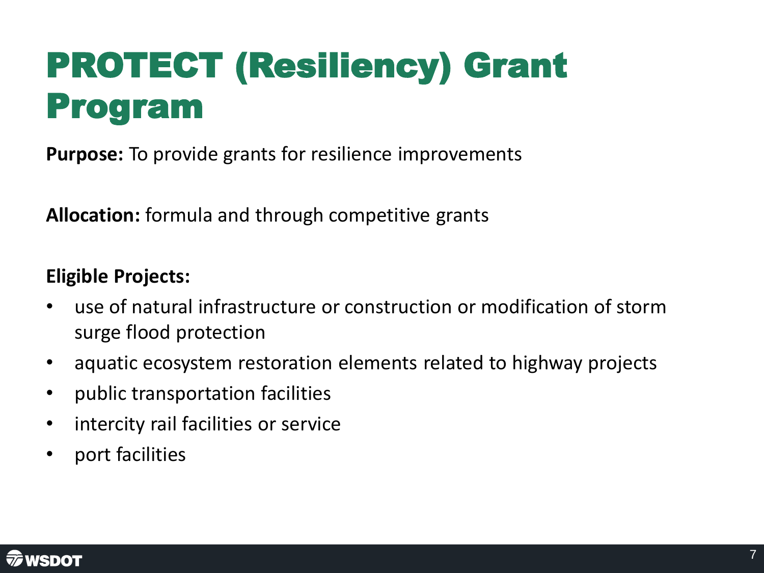# PROTECT (Resiliency) Grant Program

**Purpose:** To provide grants for resilience improvements

**Allocation:** formula and through competitive grants

**Eligible Projects:**

- use of natural infrastructure or construction or modification of storm surge flood protection
- aquatic ecosystem restoration elements related to highway projects
- public transportation facilities
- intercity rail facilities or service
- port facilities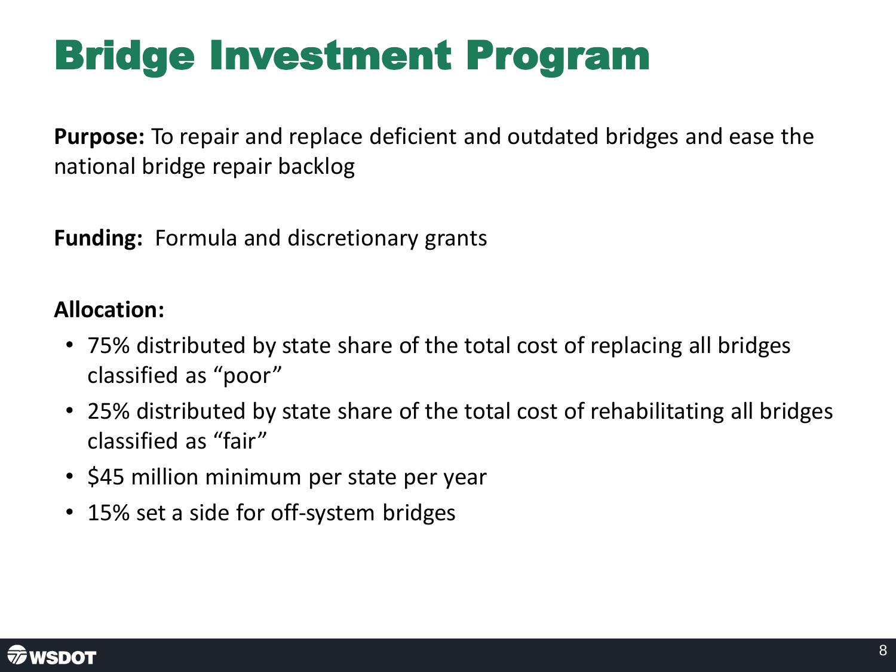# Bridge Investment Program

**Purpose:** To repair and replace deficient and outdated bridges and ease the national bridge repair backlog

**Funding:** Formula and discretionary grants

**Allocation:**

- 75% distributed by state share of the total cost of replacing all bridges classified as "poor"
- 25% distributed by state share of the total cost of rehabilitating all bridges classified as "fair"
- $45 million minimum per state per year
- 15% set a side for off-system bridges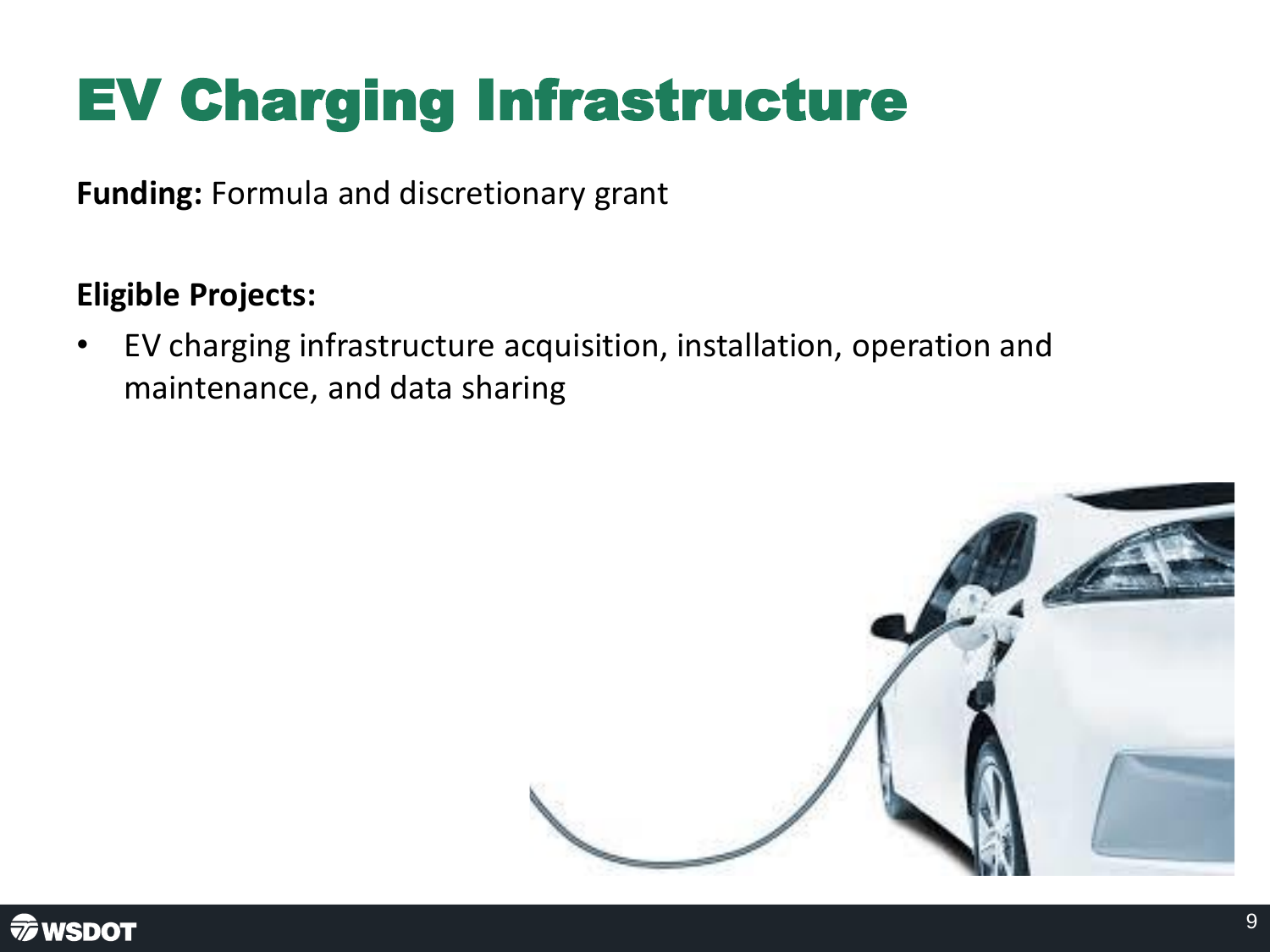# EV Charging Infrastructure

**Funding:** Formula and discretionary grant

**Eligible Projects:**

- EV charging infrastructure acquisition, installation, operation and maintenance, and data sharing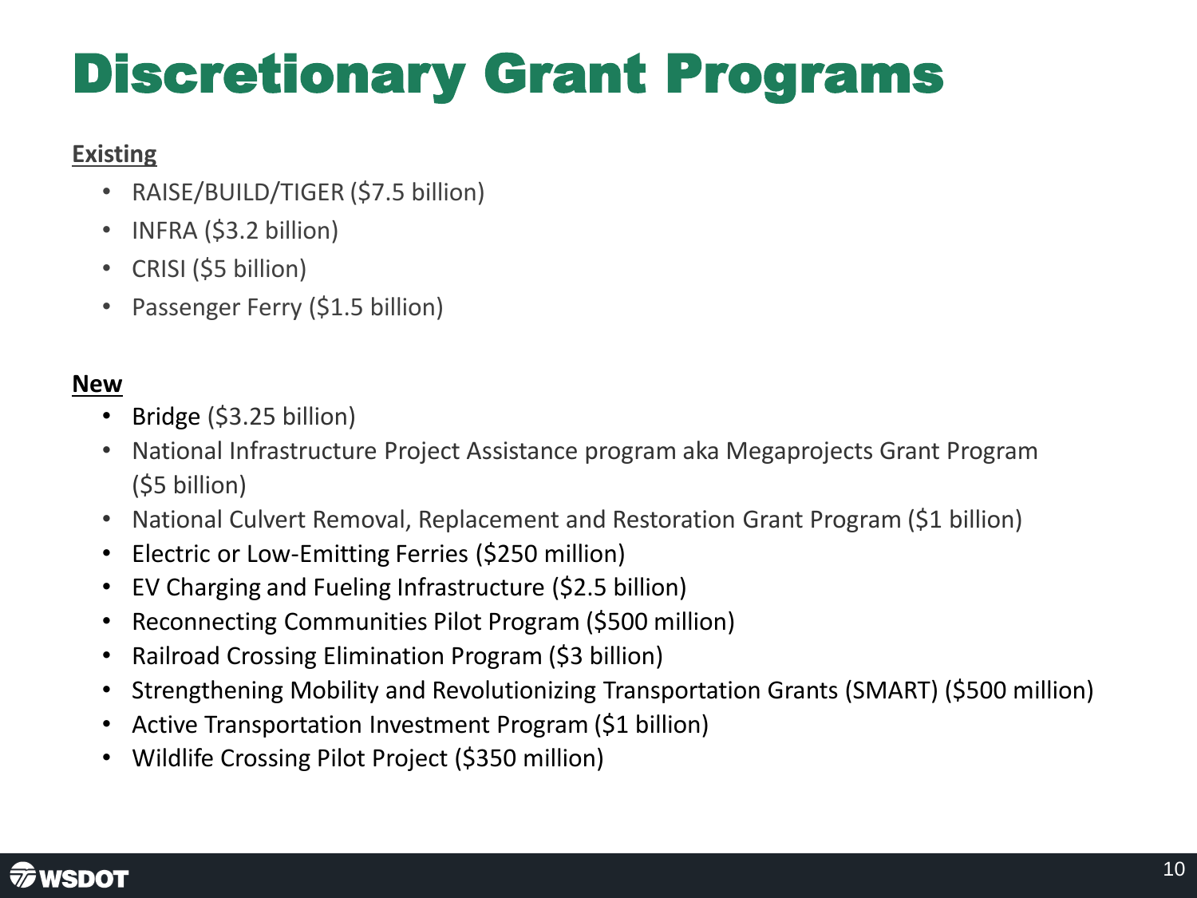# Discretionary Grant Programs

**Existing**

- RAISE/BUILD/TIGER ($7.5 billion)
- INFRA ($3.2 billion)
- CRISI ($5 billion)
- Passenger Ferry ($1.5 billion)

**New**

- Bridge ($3.25 billion)
- National Infrastructure Project Assistance program aka Megaprojects Grant Program ($5 billion)
- National Culvert Removal, Replacement and Restoration Grant Program ($1 billion)
- Electric or Low-Emitting Ferries ($250 million)
- EV Charging and Fueling Infrastructure ($2.5 billion)
- Reconnecting Communities Pilot Program ($500 million)
- Railroad Crossing Elimination Program ($3 billion)
- Strengthening Mobility and Revolutionizing Transportation Grants (SMART) ($500 million)
- Active Transportation Investment Program ($1 billion)
- Wildlife Crossing Pilot Project ($350 million)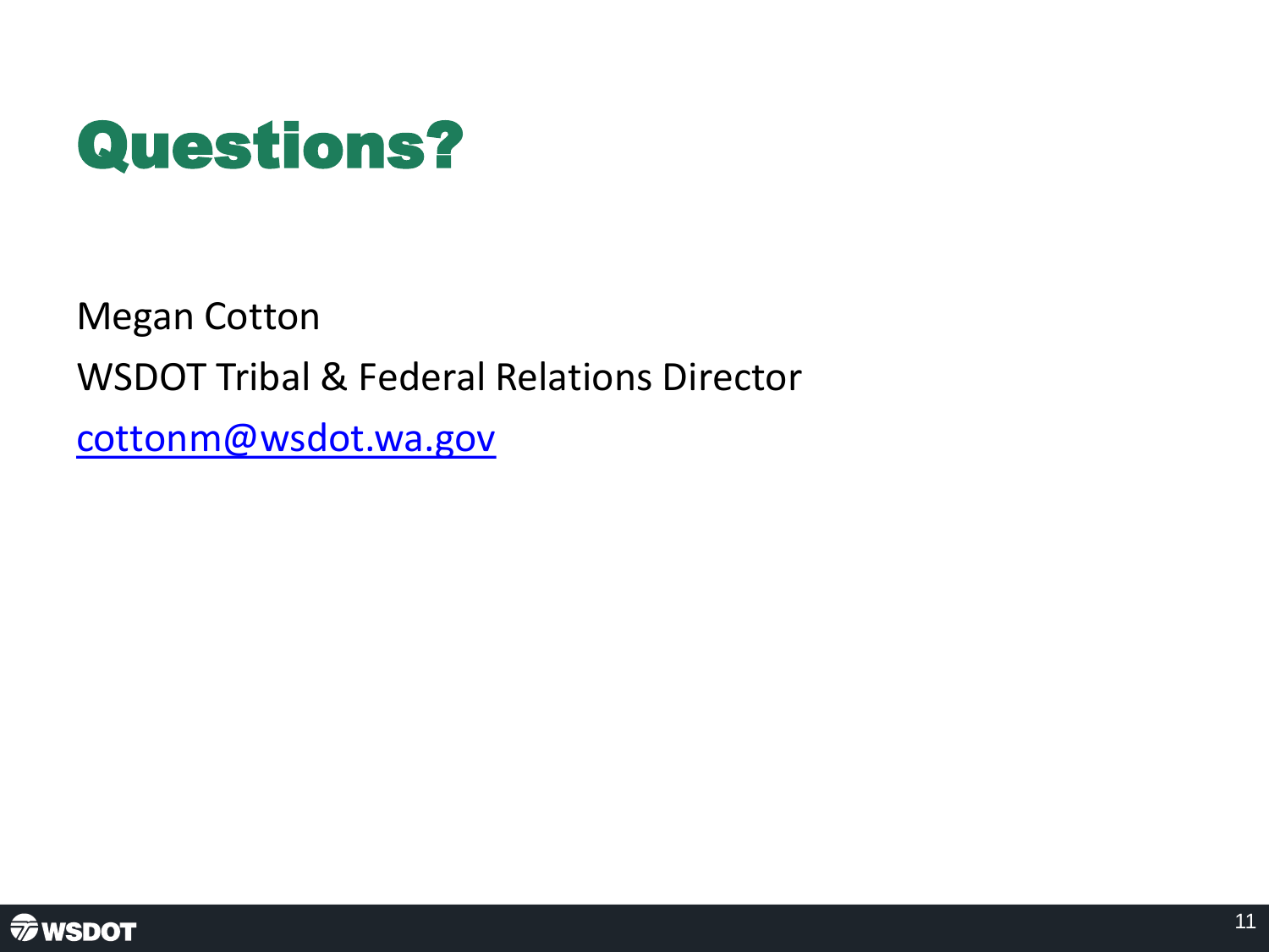# Questions?

Megan Cotton

WSDOT Tribal & Federal Relations Director

cottonm@wsdot.wa.gov